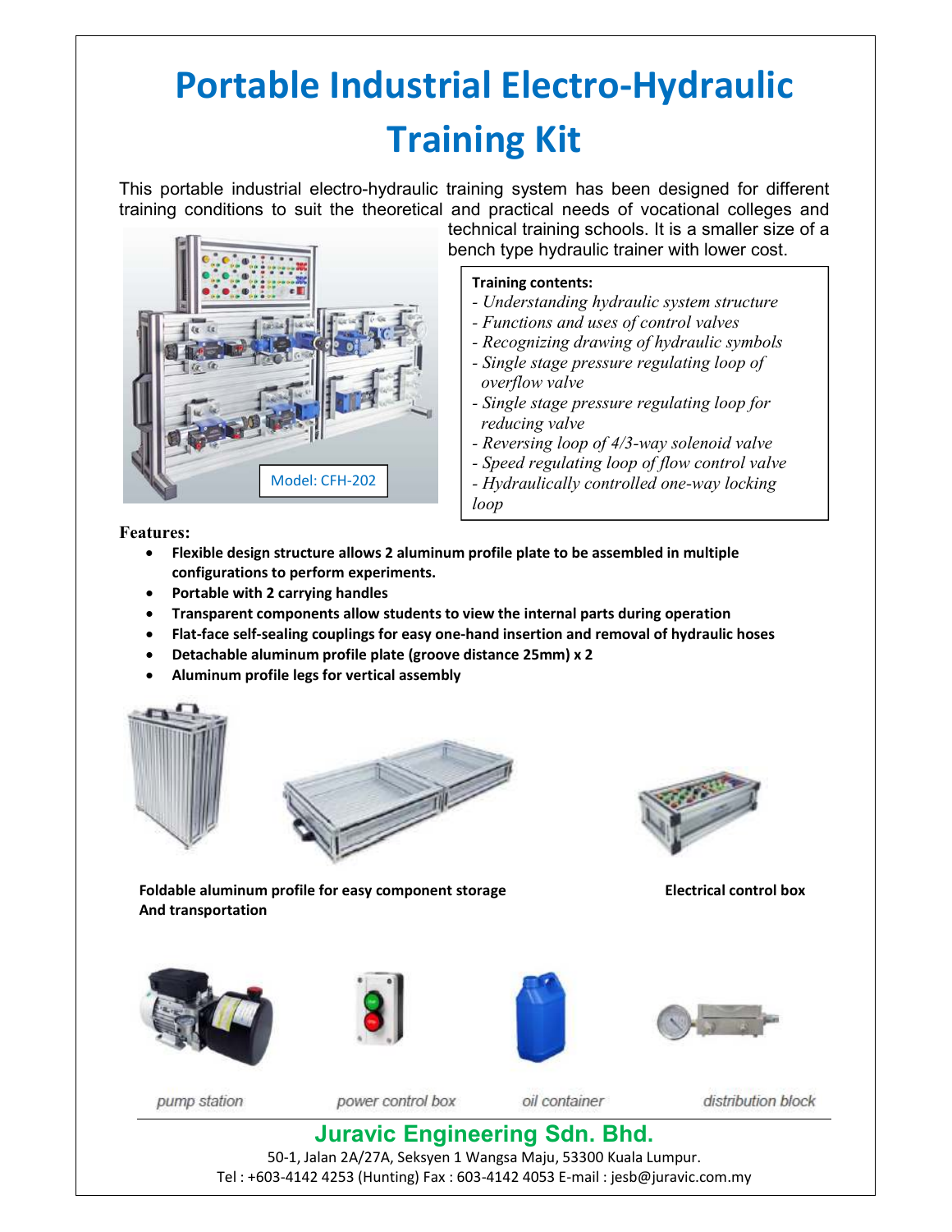# Portable Industrial Electro-Hydraulic Training Kit

This portable industrial electro-hydraulic training system has been designed for different training conditions to suit the theoretical and practical needs of vocational colleges and technical training schools. It is a smaller size of a bench type hydraulic trainer with lower cost.

Model: CFH-202

**Training contents:**

- *Understanding hydraulic system structure*
- *Functions and uses of control valves*
- *Recognizing drawing of hydraulic symbols*
- *Single stage pressure regulating loop of overflow valve*
- *Single stage pressure regulating loop for reducing valve*
- *Reversing loop of 4/3-way solenoid valve*
- *Speed regulating loop of flow control valve*
- *Hydraulically controlled one-way locking loop*

**Features:**

- **Flexible design structure allows 2 aluminum profile plate to be assembled in multiple configurations to perform experiments.**
- **Portable with 2 carrying handles**
- **Transparent components allow students to view the internal parts during operation**
- **Flat-face self-sealing couplings for easy one-hand insertion and removal of hydraulic hoses**
- **Detachable aluminum profile plate (groove distance 25mm) x 2**
- **Aluminum profile legs for vertical assembly**

**Foldable aluminum profile for easy component storage And transportation**

**Electrical control box**

*pump station*

*power control box*

*oil container*

*distribution block*

**Juravic Engineering Sdn. Bhd.**

50-1, Jalan 2A/27A, Seksyen 1 Wangsa Maju, 53300 Kuala Lumpur.

Tel : +603-4142 4253 (Hunting) Fax : 603-4142 4053 E-mail : jesb@juravic.com.my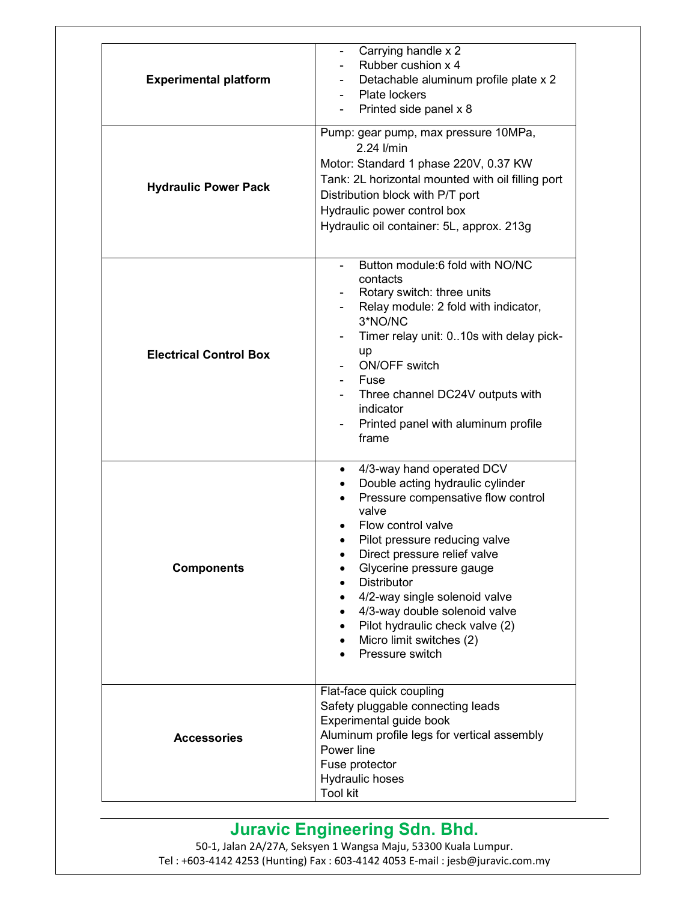| | |
|---|---|
| **Experimental platform** | - Carrying handle x 2<br>- Rubber cushion x 4<br>- Detachable aluminum profile plate x 2<br>- Plate lockers<br>- Printed side panel x 8 |
| **Hydraulic Power Pack** | Pump: gear pump, max pressure 10MPa, 2.24 l/min<br>Motor: Standard 1 phase 220V, 0.37 KW<br>Tank: 2L horizontal mounted with oil filling port<br>Distribution block with P/T port<br>Hydraulic power control box<br>Hydraulic oil container: 5L, approx. 213g |
| **Electrical Control Box** | - Button module:6 fold with NO/NC contacts<br>- Rotary switch: three units<br>- Relay module: 2 fold with indicator, 3*NO/NC<br>- Timer relay unit: 0..10s with delay pick-up<br>- ON/OFF switch<br>- Fuse<br>- Three channel DC24V outputs with indicator<br>- Printed panel with aluminum profile frame |
| **Components** | • 4/3-way hand operated DCV<br>• Double acting hydraulic cylinder<br>• Pressure compensative flow control valve<br>• Flow control valve<br>• Pilot pressure reducing valve<br>• Direct pressure relief valve<br>• Glycerine pressure gauge<br>• Distributor<br>• 4/2-way single solenoid valve<br>• 4/3-way double solenoid valve<br>• Pilot hydraulic check valve (2)<br>• Micro limit switches (2)<br>• Pressure switch |
| **Accessories** | Flat-face quick coupling<br>Safety pluggable connecting leads<br>Experimental guide book<br>Aluminum profile legs for vertical assembly<br>Power line<br>Fuse protector<br>Hydraulic hoses<br>Tool kit |